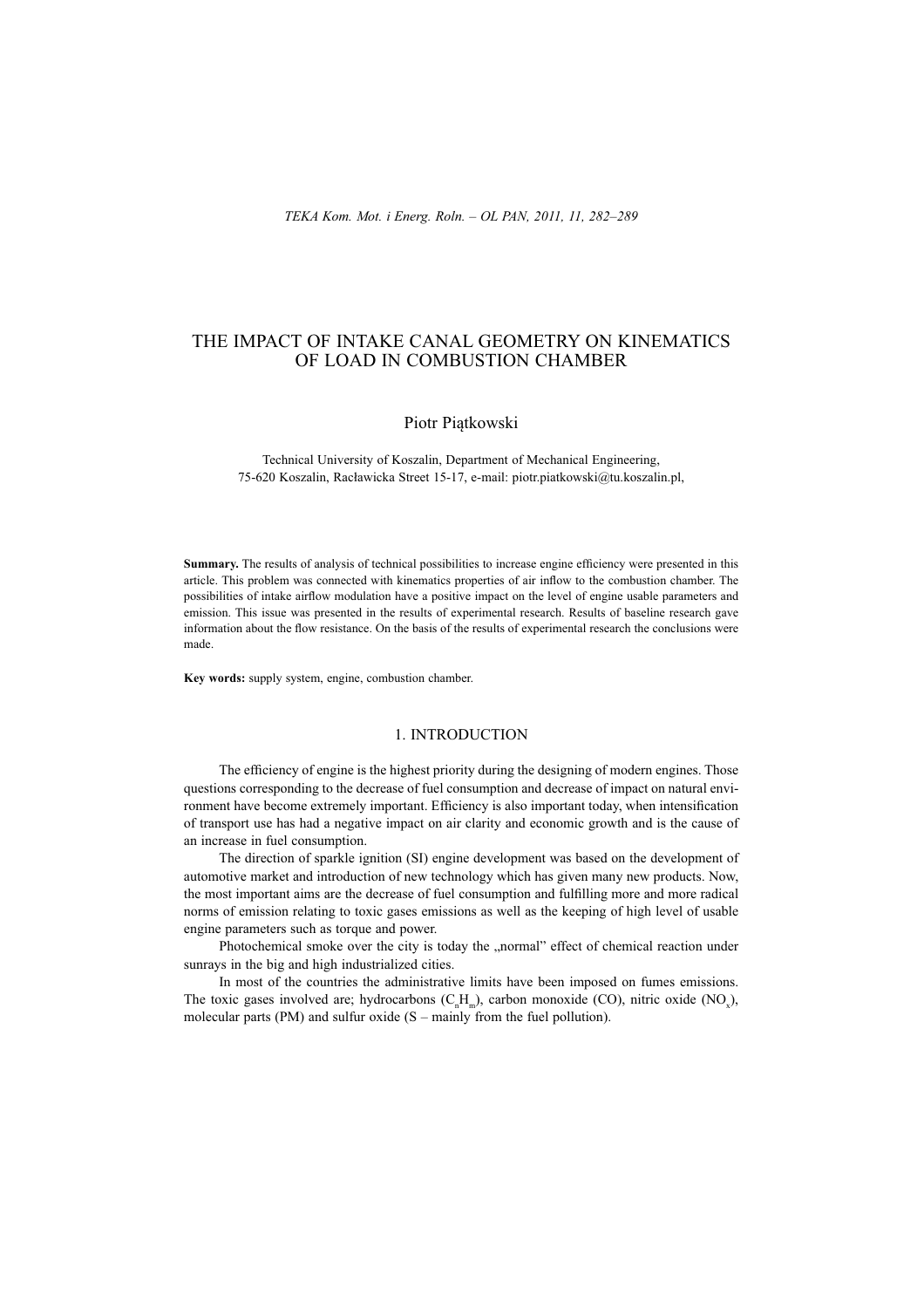# THE IMPACT OF INTAKE CANAL GEOMETRY ON KINEMATICS OF LOAD IN COMBUSTION CHAMBER

Piotr Piątkowski

Technical University of Koszalin, Department of Mechanical Engineering, 75-620 Koszalin, Racławicka Street 15-17, e-mail: piotr.piatkowski@tu.koszalin.pl,

**Summary.** The results of analysis of technical possibilities to increase engine efficiency were presented in this article. This problem was connected with kinematics properties of air inflow to the combustion chamber. The possibilities of intake airflow modulation have a positive impact on the level of engine usable parameters and emission. This issue was presented in the results of experimental research. Results of baseline research gave information about the flow resistance. On the basis of the results of experimental research the conclusions were made.

**Key words:** supply system, engine, combustion chamber.

## 1. INTRODUCTION

The efficiency of engine is the highest priority during the designing of modern engines. Those questions corresponding to the decrease of fuel consumption and decrease of impact on natural environment have become extremely important. Efficiency is also important today, when intensification of transport use has had a negative impact on air clarity and economic growth and is the cause of an increase in fuel consumption.

The direction of sparkle ignition (SI) engine development was based on the development of automotive market and introduction of new technology which has given many new products. Now, the most important aims are the decrease of fuel consumption and fulfilling more and more radical norms of emission relating to toxic gases emissions as well as the keeping of high level of usable engine parameters such as torque and power.

Photochemical smoke over the city is today the „normal" effect of chemical reaction under sunrays in the big and high industrialized cities.

In most of the countries the administrative limits have been imposed on fumes emissions. The toxic gases involved are; hydrocarbons ($C_nH_m$), carbon monoxide (CO), nitric oxide ($NO_x$), molecular parts (PM) and sulfur oxide (S – mainly from the fuel pollution).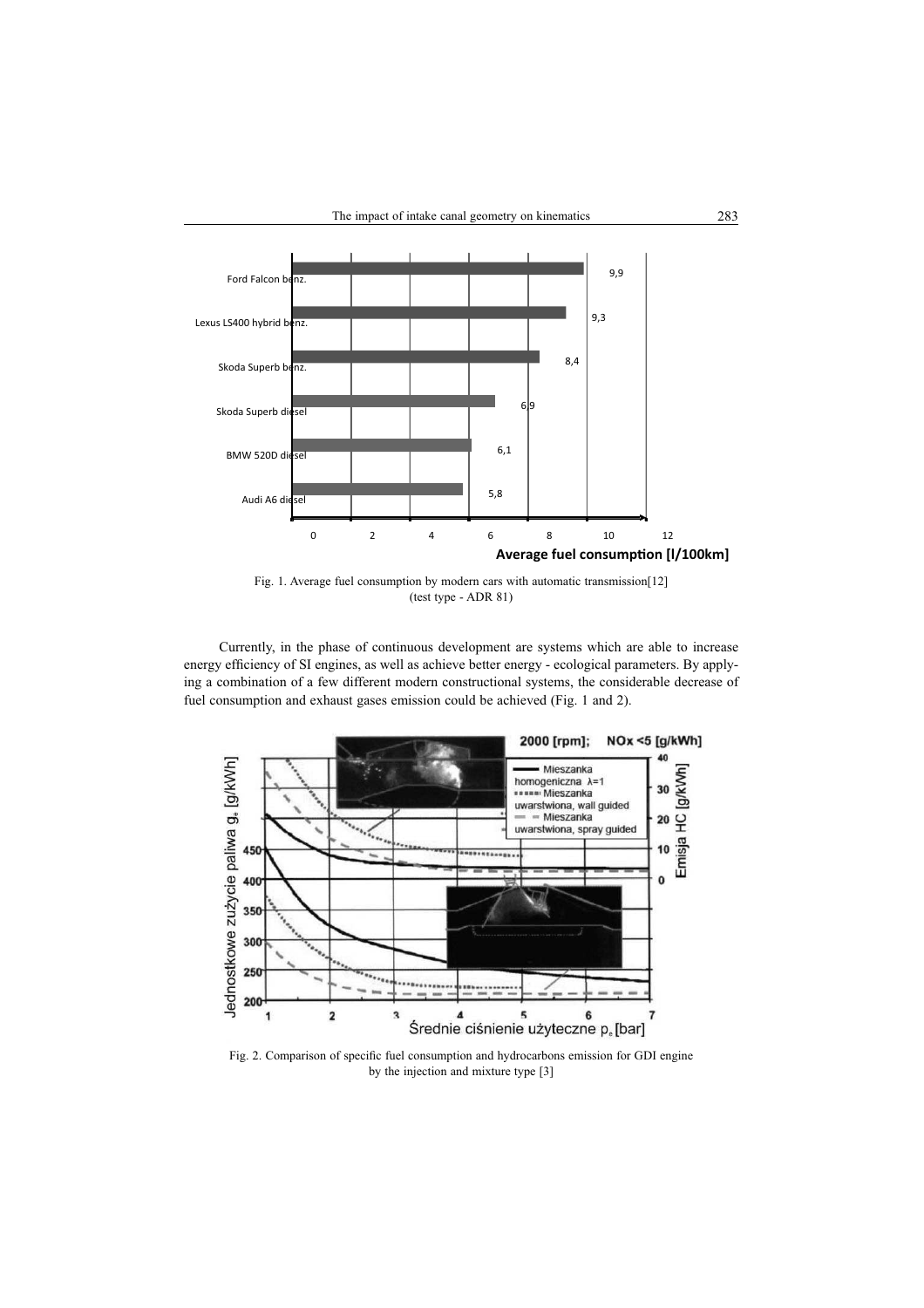Fig. 1. Average fuel consumption by modern cars with automatic transmission[12] (test type - ADR 81)

Currently, in the phase of continuous development are systems which are able to increase energy efficiency of SI engines, as well as achieve better energy - ecological parameters. By applying a combination of a few different modern constructional systems, the considerable decrease of fuel consumption and exhaust gases emission could be achieved (Fig. 1 and 2).

Fig. 2. Comparison of specific fuel consumption and hydrocarbons emission for GDI engine by the injection and mixture type [3]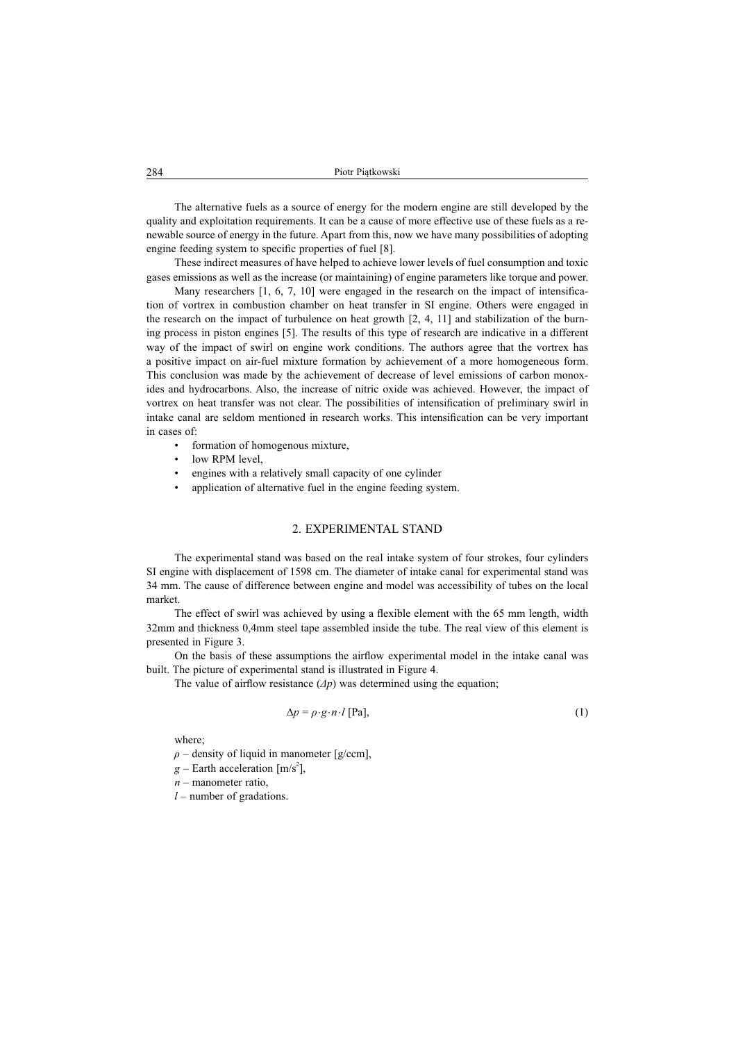The alternative fuels as a source of energy for the modern engine are still developed by the quality and exploitation requirements. It can be a cause of more effective use of these fuels as a renewable source of energy in the future. Apart from this, now we have many possibilities of adopting engine feeding system to specific properties of fuel [8].

These indirect measures of have helped to achieve lower levels of fuel consumption and toxic gases emissions as well as the increase (or maintaining) of engine parameters like torque and power.

Many researchers [1, 6, 7, 10] were engaged in the research on the impact of intensification of vortrex in combustion chamber on heat transfer in SI engine. Others were engaged in the research on the impact of turbulence on heat growth [2, 4, 11] and stabilization of the burning process in piston engines [5]. The results of this type of research are indicative in a different way of the impact of swirl on engine work conditions. The authors agree that the vortrex has a positive impact on air-fuel mixture formation by achievement of a more homogeneous form. This conclusion was made by the achievement of decrease of level emissions of carbon monoxides and hydrocarbons. Also, the increase of nitric oxide was achieved. However, the impact of vortrex on heat transfer was not clear. The possibilities of intensification of preliminary swirl in intake canal are seldom mentioned in research works. This intensification can be very important in cases of:

- formation of homogenous mixture,
- low RPM level,
- engines with a relatively small capacity of one cylinder
- application of alternative fuel in the engine feeding system.

## 2. EXPERIMENTAL STAND

The experimental stand was based on the real intake system of four strokes, four cylinders SI engine with displacement of 1598 cm. The diameter of intake canal for experimental stand was 34 mm. The cause of difference between engine and model was accessibility of tubes on the local market.

The effect of swirl was achieved by using a flexible element with the 65 mm length, width 32mm and thickness 0,4mm steel tape assembled inside the tube. The real view of this element is presented in Figure 3.

On the basis of these assumptions the airflow experimental model in the intake canal was built. The picture of experimental stand is illustrated in Figure 4.

The value of airflow resistance ($\Delta p$) was determined using the equation;

$$\Delta p = \rho \cdot g \cdot n \cdot l \text{ [Pa]}, \tag{1}$$

where;

$\rho$ – density of liquid in manometer [g/ccm],

$g$ – Earth acceleration [m/s$^2$],

$n$ – manometer ratio,

$l$ – number of gradations.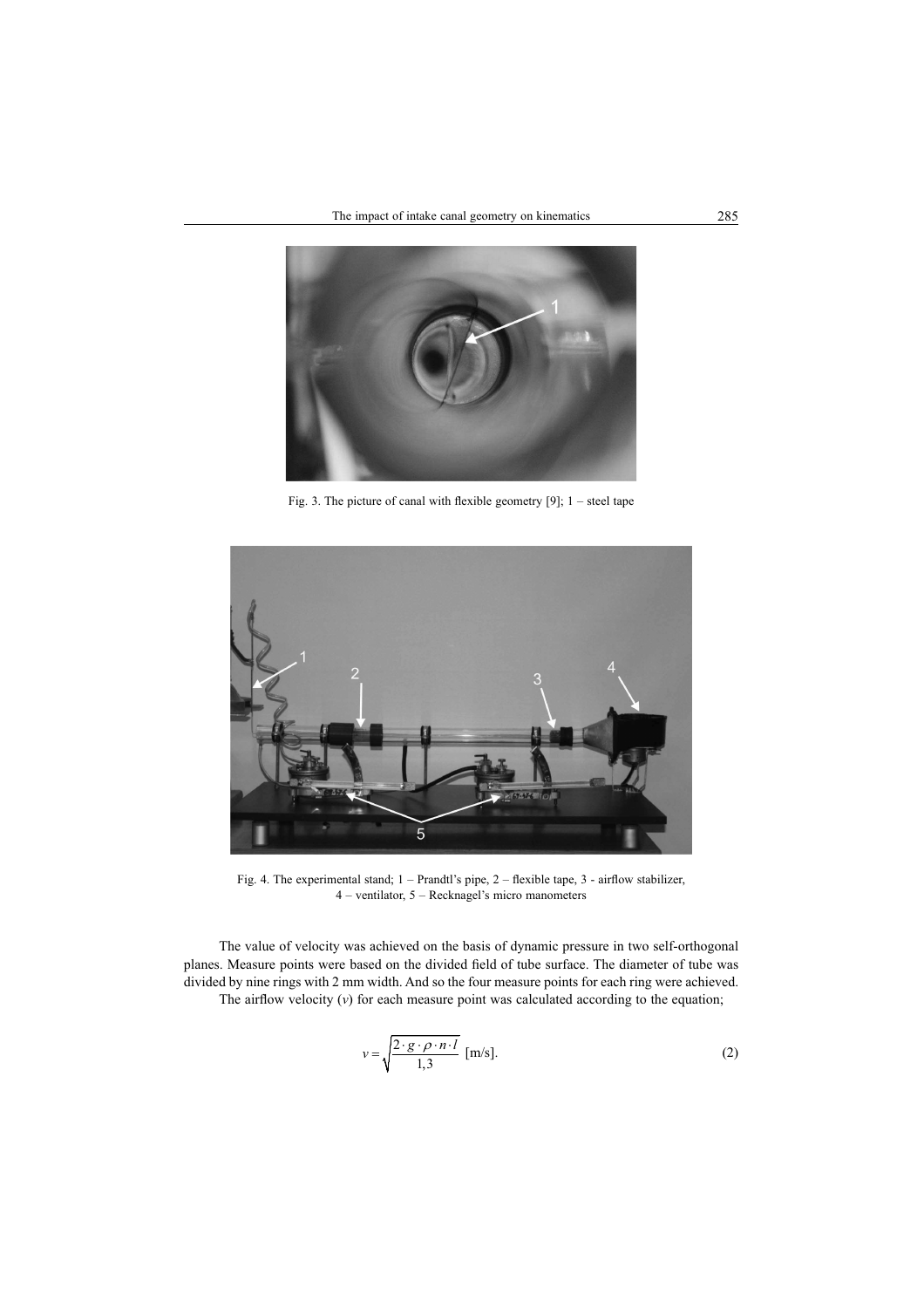Fig. 3. The picture of canal with flexible geometry [9]; 1 – steel tape

Fig. 4. The experimental stand; 1 – Prandtl's pipe, 2 – flexible tape, 3 - airflow stabilizer, 4 – ventilator, 5 – Recknagel's micro manometers

The value of velocity was achieved on the basis of dynamic pressure in two self-orthogonal planes. Measure points were based on the divided field of tube surface. The diameter of tube was divided by nine rings with 2 mm width. And so the four measure points for each ring were achieved.

The airflow velocity ($v$) for each measure point was calculated according to the equation;

$$v = \sqrt{\frac{2 \cdot g \cdot \rho \cdot n \cdot l}{1{,}3}} \text{ [m/s]}. \tag{2}$$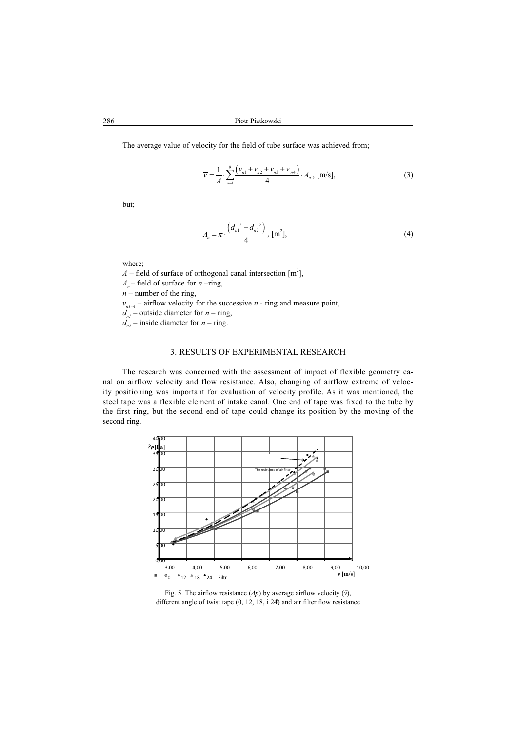The average value of velocity for the field of tube surface was achieved from;

$$\bar{v} = \frac{1}{A} \cdot \sum_{n=1}^{9} \frac{\left(v_{n1} + v_{n2} + v_{n3} + v_{n4}\right)}{4} \cdot A_n \text{ , [m/s]}, \tag{3}$$

but;

$$A_n = \pi \cdot \frac{\left(d_{n1}^{\;2} - d_{n2}^{\;2}\right)}{4} \text{ , [m}^2\text{]}, \tag{4}$$

where;

$A$ – field of surface of orthogonal canal intersection [m$^2$],
$A_n$ – field of surface for $n$ –ring,
$n$ – number of the ring,
$v_{n1\div4}$ – airflow velocity for the successive $n$ - ring and measure point,
$d_{n1}$ – outside diameter for $n$ – ring,
$d_{n2}$ – inside diameter for $n$ – ring.

## 3. RESULTS OF EXPERIMENTAL RESEARCH

The research was concerned with the assessment of impact of flexible geometry canal on airflow velocity and flow resistance. Also, changing of airflow extreme of velocity positioning was important for evaluation of velocity profile. As it was mentioned, the steel tape was a flexible element of intake canal. One end of tape was fixed to the tube by the first ring, but the second end of tape could change its position by the moving of the second ring.

Fig. 5. The airflow resistance ($\Delta p$) by average airflow velocity ($\bar{v}$), different angle of twist tape (0, 12, 18, i 24̊) and air filter flow resistance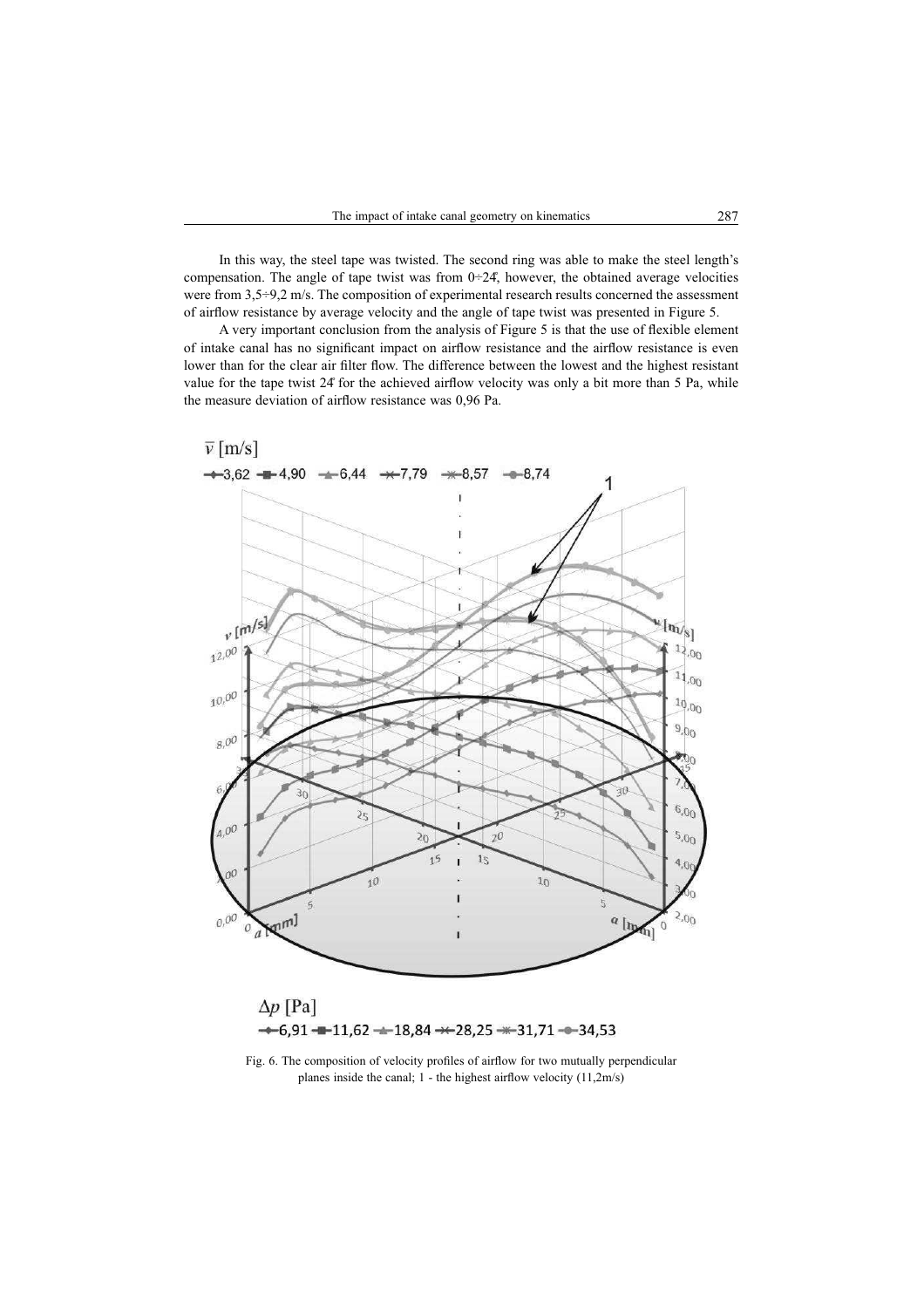In this way, the steel tape was twisted. The second ring was able to make the steel length's compensation. The angle of tape twist was from 0÷24̊, however, the obtained average velocities were from 3,5÷9,2 m/s. The composition of experimental research results concerned the assessment of airflow resistance by average velocity and the angle of tape twist was presented in Figure 5.

A very important conclusion from the analysis of Figure 5 is that the use of flexible element of intake canal has no significant impact on airflow resistance and the airflow resistance is even lower than for the clear air filter flow. The difference between the lowest and the highest resistant value for the tape twist 24̊ for the achieved airflow velocity was only a bit more than 5 Pa, while the measure deviation of airflow resistance was 0,96 Pa.

Fig. 6. The composition of velocity profiles of airflow for two mutually perpendicular planes inside the canal; 1 - the highest airflow velocity (11,2m/s)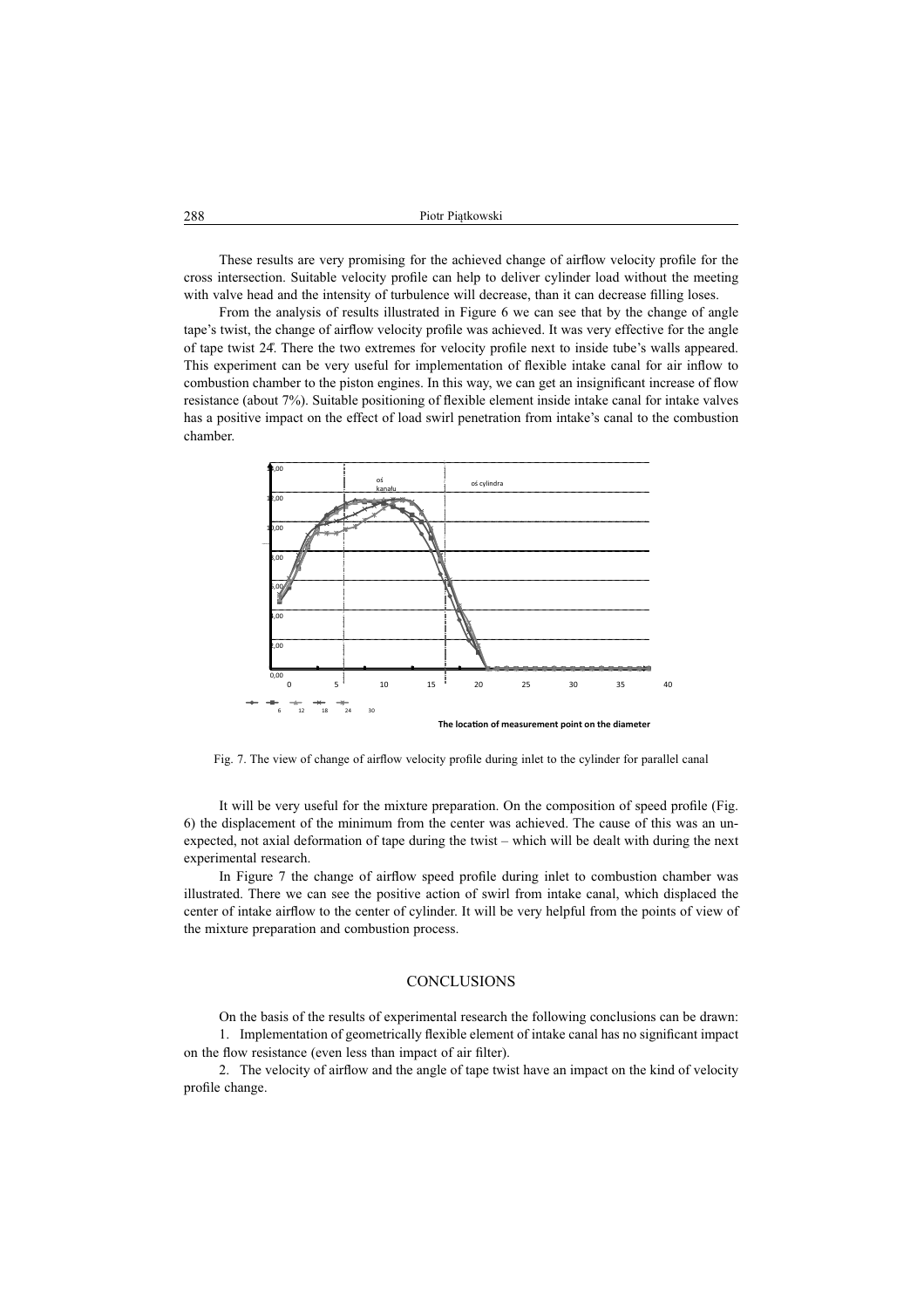These results are very promising for the achieved change of airflow velocity profile for the cross intersection. Suitable velocity profile can help to deliver cylinder load without the meeting with valve head and the intensity of turbulence will decrease, than it can decrease filling loses.

From the analysis of results illustrated in Figure 6 we can see that by the change of angle tape's twist, the change of airflow velocity profile was achieved. It was very effective for the angle of tape twist 24̊. There the two extremes for velocity profile next to inside tube's walls appeared. This experiment can be very useful for implementation of flexible intake canal for air inflow to combustion chamber to the piston engines. In this way, we can get an insignificant increase of flow resistance (about 7%). Suitable positioning of flexible element inside intake canal for intake valves has a positive impact on the effect of load swirl penetration from intake's canal to the combustion chamber.

Fig. 7. The view of change of airflow velocity profile during inlet to the cylinder for parallel canal

It will be very useful for the mixture preparation. On the composition of speed profile (Fig. 6) the displacement of the minimum from the center was achieved. The cause of this was an unexpected, not axial deformation of tape during the twist – which will be dealt with during the next experimental research.

In Figure 7 the change of airflow speed profile during inlet to combustion chamber was illustrated. There we can see the positive action of swirl from intake canal, which displaced the center of intake airflow to the center of cylinder. It will be very helpful from the points of view of the mixture preparation and combustion process.

## CONCLUSIONS

On the basis of the results of experimental research the following conclusions can be drawn:

1. Implementation of geometrically flexible element of intake canal has no significant impact on the flow resistance (even less than impact of air filter).
2. The velocity of airflow and the angle of tape twist have an impact on the kind of velocity profile change.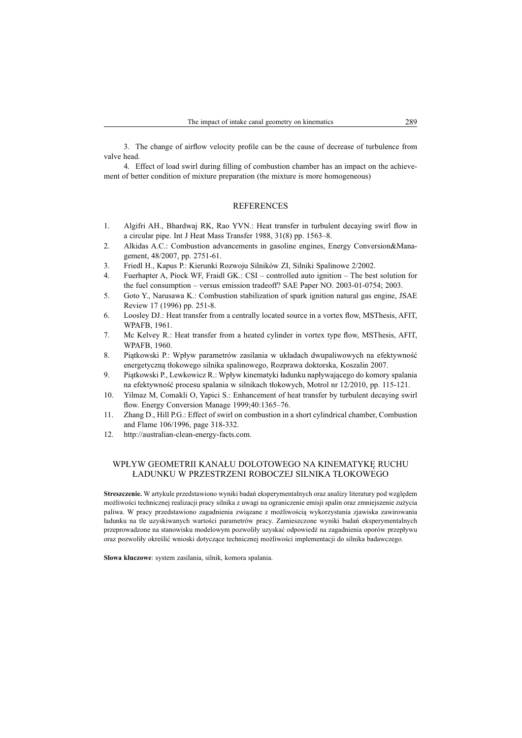3. The change of airflow velocity profile can be the cause of decrease of turbulence from valve head.

4. Effect of load swirl during filling of combustion chamber has an impact on the achievement of better condition of mixture preparation (the mixture is more homogeneous)

## REFERENCES

1. Algifri AH., Bhardwaj RK, Rao YVN.: Heat transfer in turbulent decaying swirl flow in a circular pipe. Int J Heat Mass Transfer 1988, 31(8) pp. 1563–8.
2. Alkidas A.C.: Combustion advancements in gasoline engines, Energy Conversion&Management, 48/2007, pp. 2751-61.
3. Friedl H., Kapus P.: Kierunki Rozwoju Silników ZI, Silniki Spalinowe 2/2002.
4. Fuerhapter A, Piock WF, Fraidl GK.: CSI – controlled auto ignition – The best solution for the fuel consumption – versus emission tradeoff? SAE Paper NO. 2003-01-0754; 2003.
5. Goto Y., Narusawa K.: Combustion stabilization of spark ignition natural gas engine, JSAE Review 17 (1996) pp. 251-8.
6. Loosley DJ.: Heat transfer from a centrally located source in a vortex flow, MSThesis, AFIT, WPAFB, 1961.
7. Mc Kelvey R.: Heat transfer from a heated cylinder in vortex type flow, MSThesis, AFIT, WPAFB, 1960.
8. Piątkowski P.: Wpływ parametrów zasilania w układach dwupaliwowych na efektywność energetyczną tłokowego silnika spalinowego, Rozprawa doktorska, Koszalin 2007.
9. Piątkowski P., Lewkowicz R.: Wpływ kinematyki ładunku napływającego do komory spalania na efektywność procesu spalania w silnikach tłokowych, Motrol nr 12/2010, pp. 115-121.
10. Yilmaz M, Comakli O, Yapici S.: Enhancement of heat transfer by turbulent decaying swirl flow. Energy Conversion Manage 1999;40:1365–76.
11. Zhang D., Hill P.G.: Effect of swirl on combustion in a short cylindrical chamber, Combustion and Flame 106/1996, page 318-332.
12. http://australian-clean-energy-facts.com.

## WPŁYW GEOMETRII KANAŁU DOLOTOWEGO NA KINEMATYKĘ RUCHU ŁADUNKU W PRZESTRZENI ROBOCZEJ SILNIKA TŁOKOWEGO

**Streszczenie.** W artykule przedstawiono wyniki badań eksperymentalnych oraz analizy literatury pod względem możliwości technicznej realizacji pracy silnika z uwagi na ograniczenie emisji spalin oraz zmniejszenie zużycia paliwa. W pracy przedstawiono zagadnienia związane z możliwością wykorzystania zjawiska zawirowania ładunku na tle uzyskiwanych wartości parametrów pracy. Zamieszczone wyniki badań eksperymentalnych przeprowadzone na stanowisku modelowym pozwoliły uzyskać odpowiedź na zagadnienia oporów przepływu oraz pozwoliły określić wnioski dotyczące technicznej możliwości implementacji do silnika badawczego.

**Słowa kluczowe**: system zasilania, silnik, komora spalania.